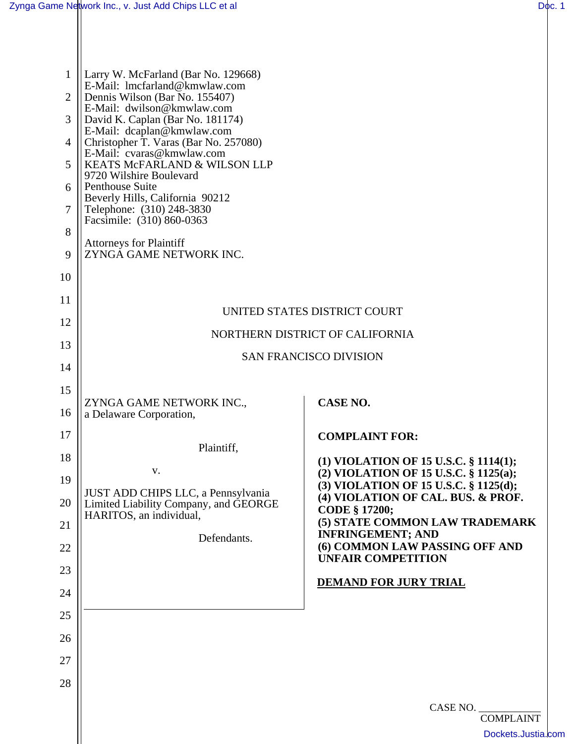Larry W. McFarland (Bar No. 129668)
E-Mail: lmcfarland@kmwlaw.com
Dennis Wilson (Bar No. 155407)
E-Mail: dwilson@kmwlaw.com
David K. Caplan (Bar No. 181174)
E-Mail: dcaplan@kmwlaw.com
Christopher T. Varas (Bar No. 257080)
E-Mail: cvaras@kmwlaw.com
KEATS McFARLAND & WILSON LLP
9720 Wilshire Boulevard
Penthouse Suite
Beverly Hills, California 90212
Telephone: (310) 248-3830
Facsimile: (310) 860-0363

Attorneys for Plaintiff
ZYNGA GAME NETWORK INC.

UNITED STATES DISTRICT COURT

NORTHERN DISTRICT OF CALIFORNIA

SAN FRANCISCO DIVISION

ZYNGA GAME NETWORK INC., a Delaware Corporation,

Plaintiff,

v.

JUST ADD CHIPS LLC, a Pennsylvania Limited Liability Company, and GEORGE HARITOS, an individual,

Defendants.

**CASE NO.**

**COMPLAINT FOR:**

**(1) VIOLATION OF 15 U.S.C. § 1114(1);**
**(2) VIOLATION OF 15 U.S.C. § 1125(a);**
**(3) VIOLATION OF 15 U.S.C. § 1125(d);**
**(4) VIOLATION OF CAL. BUS. & PROF. CODE § 17200;**
**(5) STATE COMMON LAW TRADEMARK INFRINGEMENT; AND**
**(6) COMMON LAW PASSING OFF AND UNFAIR COMPETITION**

**DEMAND FOR JURY TRIAL**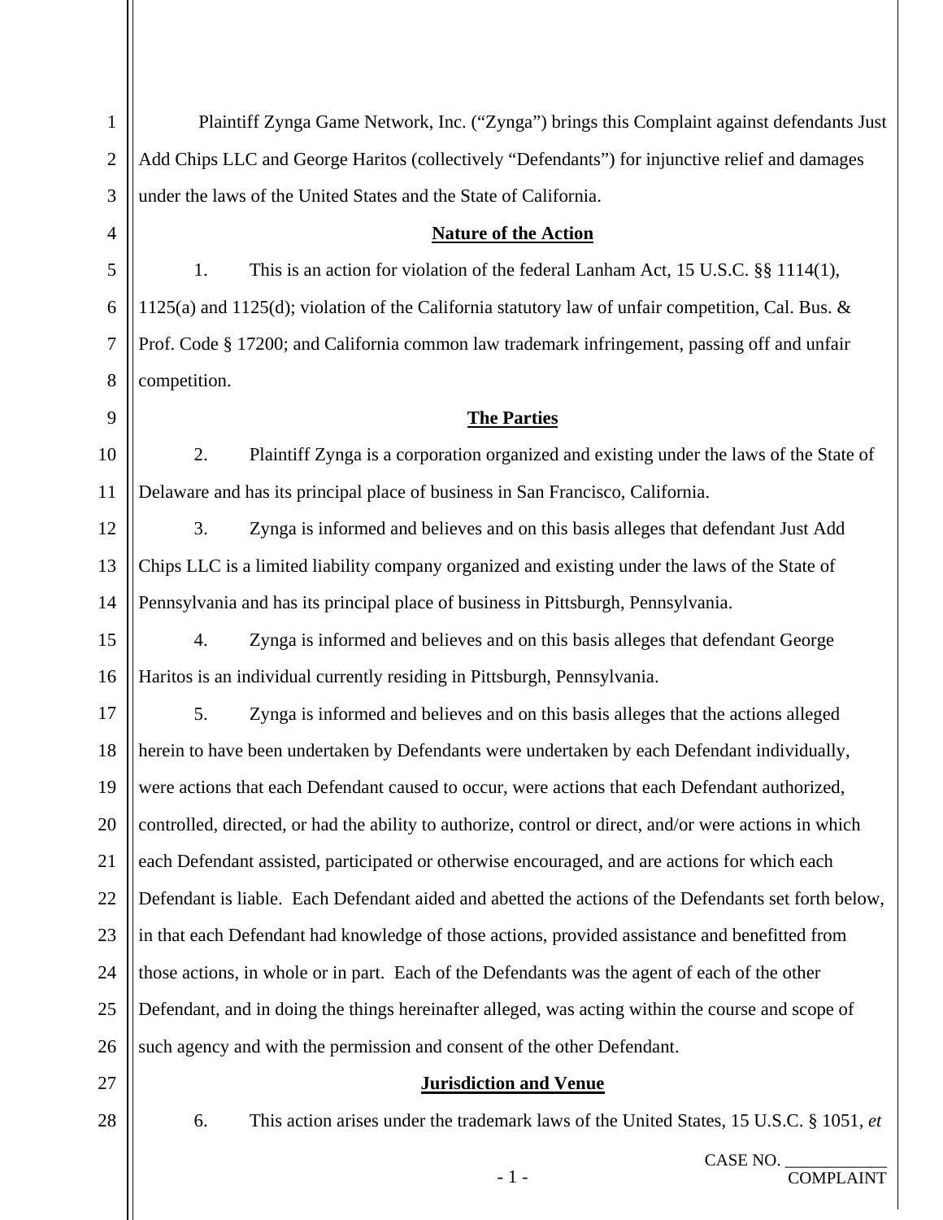Plaintiff Zynga Game Network, Inc. ("Zynga") brings this Complaint against defendants Just Add Chips LLC and George Haritos (collectively "Defendants") for injunctive relief and damages under the laws of the United States and the State of California.

## Nature of the Action

1. This is an action for violation of the federal Lanham Act, 15 U.S.C. §§ 1114(1), 1125(a) and 1125(d); violation of the California statutory law of unfair competition, Cal. Bus. & Prof. Code § 17200; and California common law trademark infringement, passing off and unfair competition.

## The Parties

2. Plaintiff Zynga is a corporation organized and existing under the laws of the State of Delaware and has its principal place of business in San Francisco, California.

3. Zynga is informed and believes and on this basis alleges that defendant Just Add Chips LLC is a limited liability company organized and existing under the laws of the State of Pennsylvania and has its principal place of business in Pittsburgh, Pennsylvania.

4. Zynga is informed and believes and on this basis alleges that defendant George Haritos is an individual currently residing in Pittsburgh, Pennsylvania.

5. Zynga is informed and believes and on this basis alleges that the actions alleged herein to have been undertaken by Defendants were undertaken by each Defendant individually, were actions that each Defendant caused to occur, were actions that each Defendant authorized, controlled, directed, or had the ability to authorize, control or direct, and/or were actions in which each Defendant assisted, participated or otherwise encouraged, and are actions for which each Defendant is liable. Each Defendant aided and abetted the actions of the Defendants set forth below, in that each Defendant had knowledge of those actions, provided assistance and benefitted from those actions, in whole or in part. Each of the Defendants was the agent of each of the other Defendant, and in doing the things hereinafter alleged, was acting within the course and scope of such agency and with the permission and consent of the other Defendant.

## Jurisdiction and Venue

6. This action arises under the trademark laws of the United States, 15 U.S.C. § 1051, *et*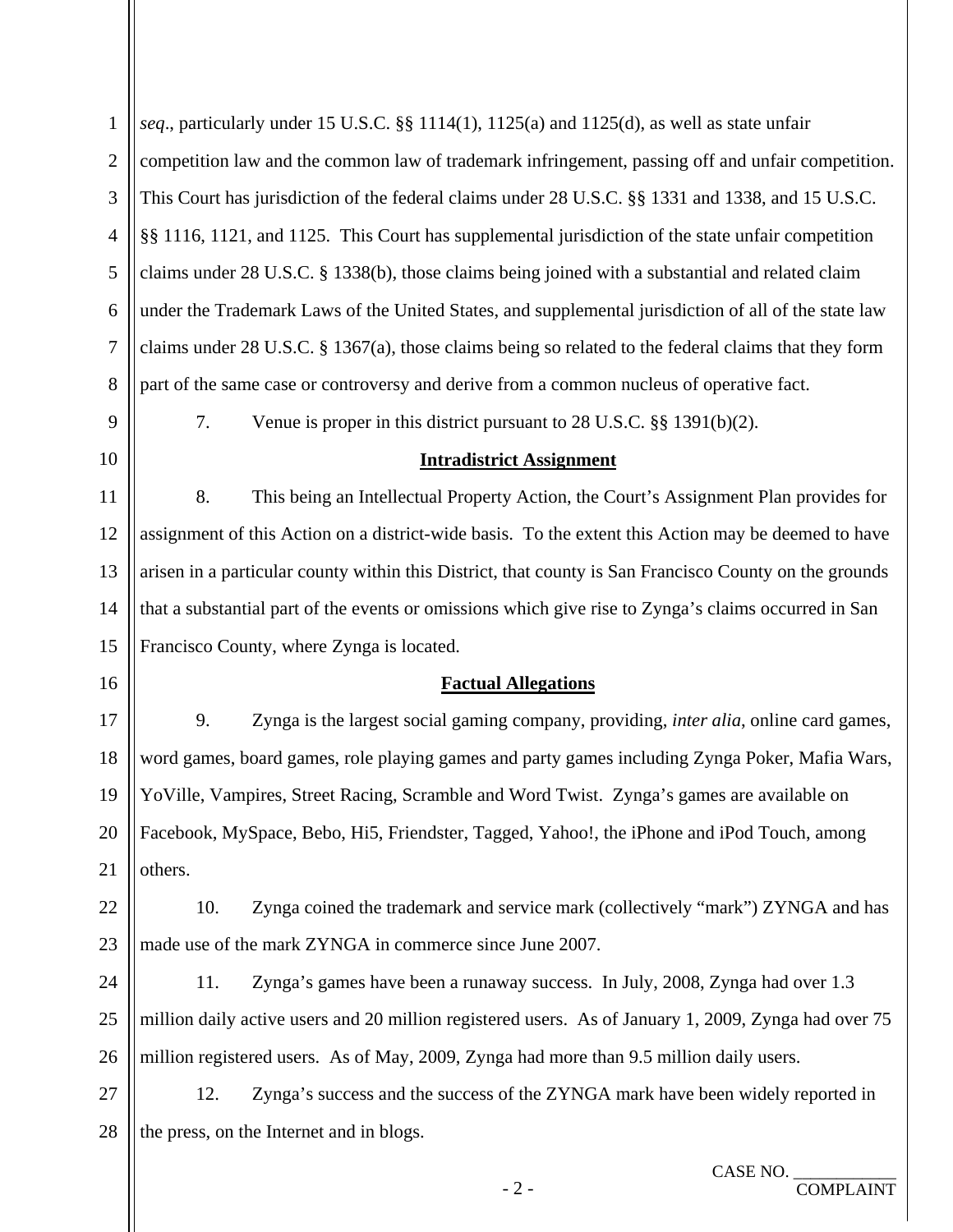*seq*., particularly under 15 U.S.C. §§ 1114(1), 1125(a) and 1125(d), as well as state unfair competition law and the common law of trademark infringement, passing off and unfair competition. This Court has jurisdiction of the federal claims under 28 U.S.C. §§ 1331 and 1338, and 15 U.S.C. §§ 1116, 1121, and 1125. This Court has supplemental jurisdiction of the state unfair competition claims under 28 U.S.C. § 1338(b), those claims being joined with a substantial and related claim under the Trademark Laws of the United States, and supplemental jurisdiction of all of the state law claims under 28 U.S.C. § 1367(a), those claims being so related to the federal claims that they form part of the same case or controversy and derive from a common nucleus of operative fact.

7. Venue is proper in this district pursuant to 28 U.S.C. §§ 1391(b)(2).

**Intradistrict Assignment**

8. This being an Intellectual Property Action, the Court's Assignment Plan provides for assignment of this Action on a district-wide basis. To the extent this Action may be deemed to have arisen in a particular county within this District, that county is San Francisco County on the grounds that a substantial part of the events or omissions which give rise to Zynga's claims occurred in San Francisco County, where Zynga is located.

**Factual Allegations**

9. Zynga is the largest social gaming company, providing, *inter alia*, online card games, word games, board games, role playing games and party games including Zynga Poker, Mafia Wars, YoVille, Vampires, Street Racing, Scramble and Word Twist. Zynga's games are available on Facebook, MySpace, Bebo, Hi5, Friendster, Tagged, Yahoo!, the iPhone and iPod Touch, among others.

10. Zynga coined the trademark and service mark (collectively "mark") ZYNGA and has made use of the mark ZYNGA in commerce since June 2007.

11. Zynga's games have been a runaway success. In July, 2008, Zynga had over 1.3 million daily active users and 20 million registered users. As of January 1, 2009, Zynga had over 75 million registered users. As of May, 2009, Zynga had more than 9.5 million daily users.

12. Zynga's success and the success of the ZYNGA mark have been widely reported in the press, on the Internet and in blogs.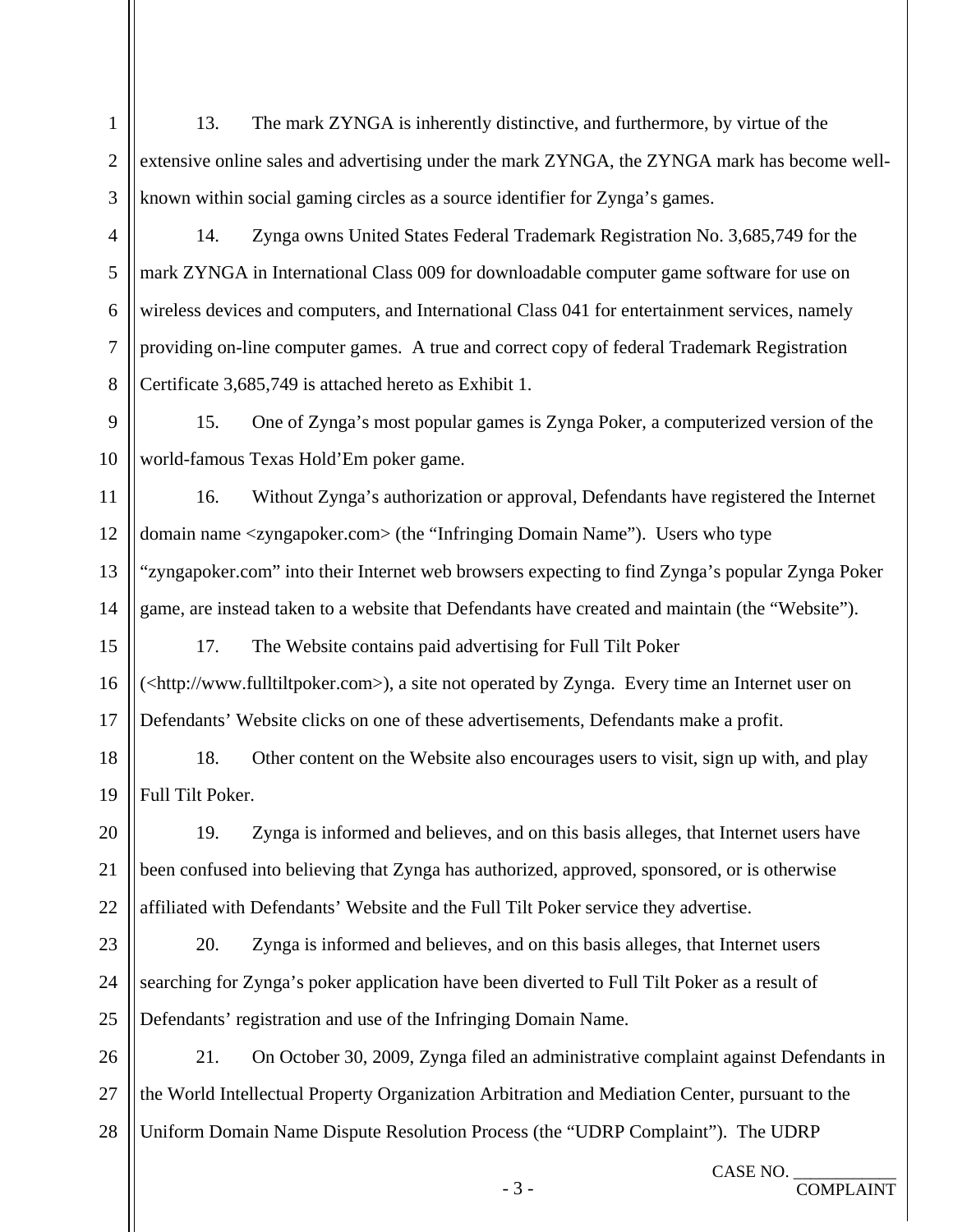13. The mark ZYNGA is inherently distinctive, and furthermore, by virtue of the extensive online sales and advertising under the mark ZYNGA, the ZYNGA mark has become well-known within social gaming circles as a source identifier for Zynga's games.

14. Zynga owns United States Federal Trademark Registration No. 3,685,749 for the mark ZYNGA in International Class 009 for downloadable computer game software for use on wireless devices and computers, and International Class 041 for entertainment services, namely providing on-line computer games. A true and correct copy of federal Trademark Registration Certificate 3,685,749 is attached hereto as Exhibit 1.

15. One of Zynga's most popular games is Zynga Poker, a computerized version of the world-famous Texas Hold'Em poker game.

16. Without Zynga's authorization or approval, Defendants have registered the Internet domain name <zyngapoker.com> (the "Infringing Domain Name"). Users who type "zyngapoker.com" into their Internet web browsers expecting to find Zynga's popular Zynga Poker game, are instead taken to a website that Defendants have created and maintain (the "Website").

17. The Website contains paid advertising for Full Tilt Poker (<http://www.fulltiltpoker.com>), a site not operated by Zynga. Every time an Internet user on Defendants' Website clicks on one of these advertisements, Defendants make a profit.

18. Other content on the Website also encourages users to visit, sign up with, and play Full Tilt Poker.

19. Zynga is informed and believes, and on this basis alleges, that Internet users have been confused into believing that Zynga has authorized, approved, sponsored, or is otherwise affiliated with Defendants' Website and the Full Tilt Poker service they advertise.

20. Zynga is informed and believes, and on this basis alleges, that Internet users searching for Zynga's poker application have been diverted to Full Tilt Poker as a result of Defendants' registration and use of the Infringing Domain Name.

21. On October 30, 2009, Zynga filed an administrative complaint against Defendants in the World Intellectual Property Organization Arbitration and Mediation Center, pursuant to the Uniform Domain Name Dispute Resolution Process (the "UDRP Complaint"). The UDRP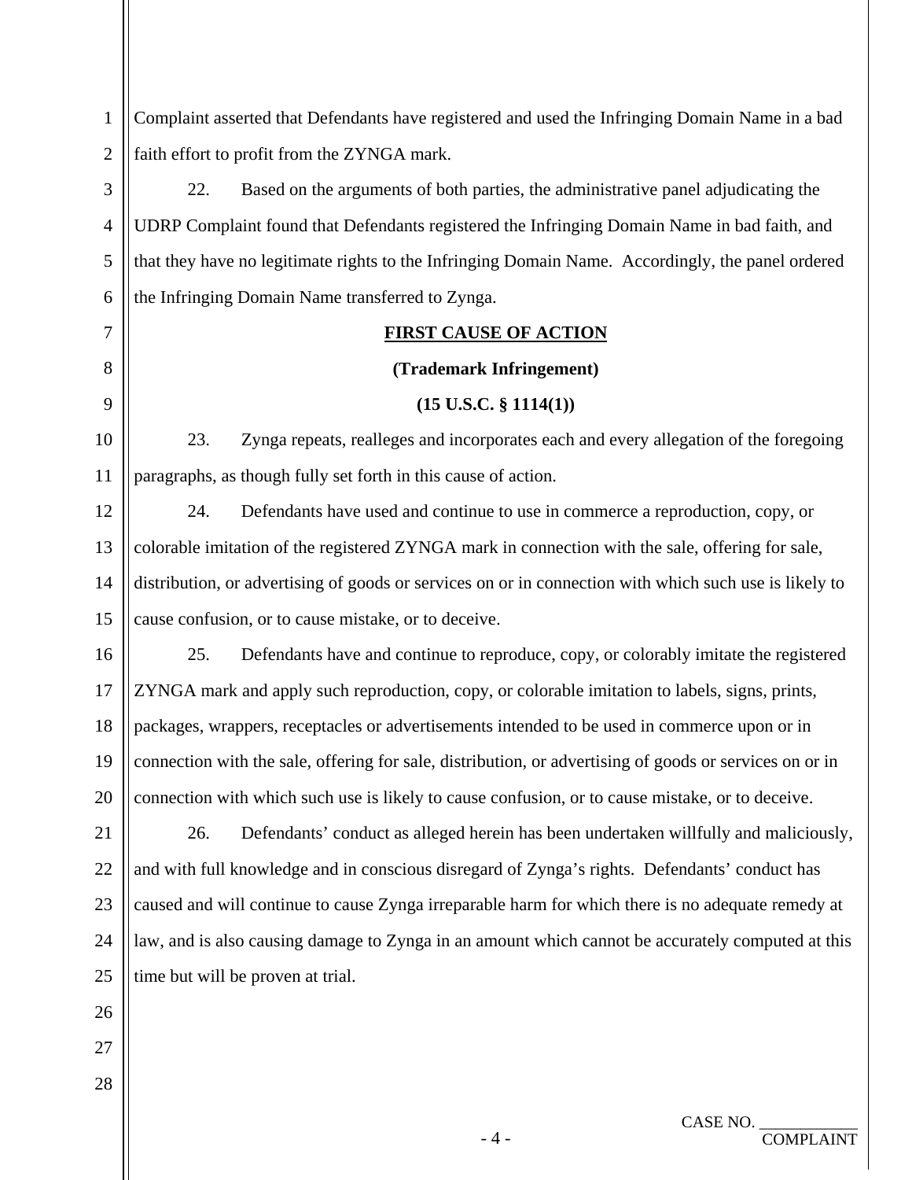Complaint asserted that Defendants have registered and used the Infringing Domain Name in a bad faith effort to profit from the ZYNGA mark.

22. Based on the arguments of both parties, the administrative panel adjudicating the UDRP Complaint found that Defendants registered the Infringing Domain Name in bad faith, and that they have no legitimate rights to the Infringing Domain Name. Accordingly, the panel ordered the Infringing Domain Name transferred to Zynga.

**FIRST CAUSE OF ACTION**

**(Trademark Infringement)**

**(15 U.S.C. § 1114(1))**

23. Zynga repeats, realleges and incorporates each and every allegation of the foregoing paragraphs, as though fully set forth in this cause of action.

24. Defendants have used and continue to use in commerce a reproduction, copy, or colorable imitation of the registered ZYNGA mark in connection with the sale, offering for sale, distribution, or advertising of goods or services on or in connection with which such use is likely to cause confusion, or to cause mistake, or to deceive.

25. Defendants have and continue to reproduce, copy, or colorably imitate the registered ZYNGA mark and apply such reproduction, copy, or colorable imitation to labels, signs, prints, packages, wrappers, receptacles or advertisements intended to be used in commerce upon or in connection with the sale, offering for sale, distribution, or advertising of goods or services on or in connection with which such use is likely to cause confusion, or to cause mistake, or to deceive.

26. Defendants' conduct as alleged herein has been undertaken willfully and maliciously, and with full knowledge and in conscious disregard of Zynga's rights. Defendants' conduct has caused and will continue to cause Zynga irreparable harm for which there is no adequate remedy at law, and is also causing damage to Zynga in an amount which cannot be accurately computed at this time but will be proven at trial.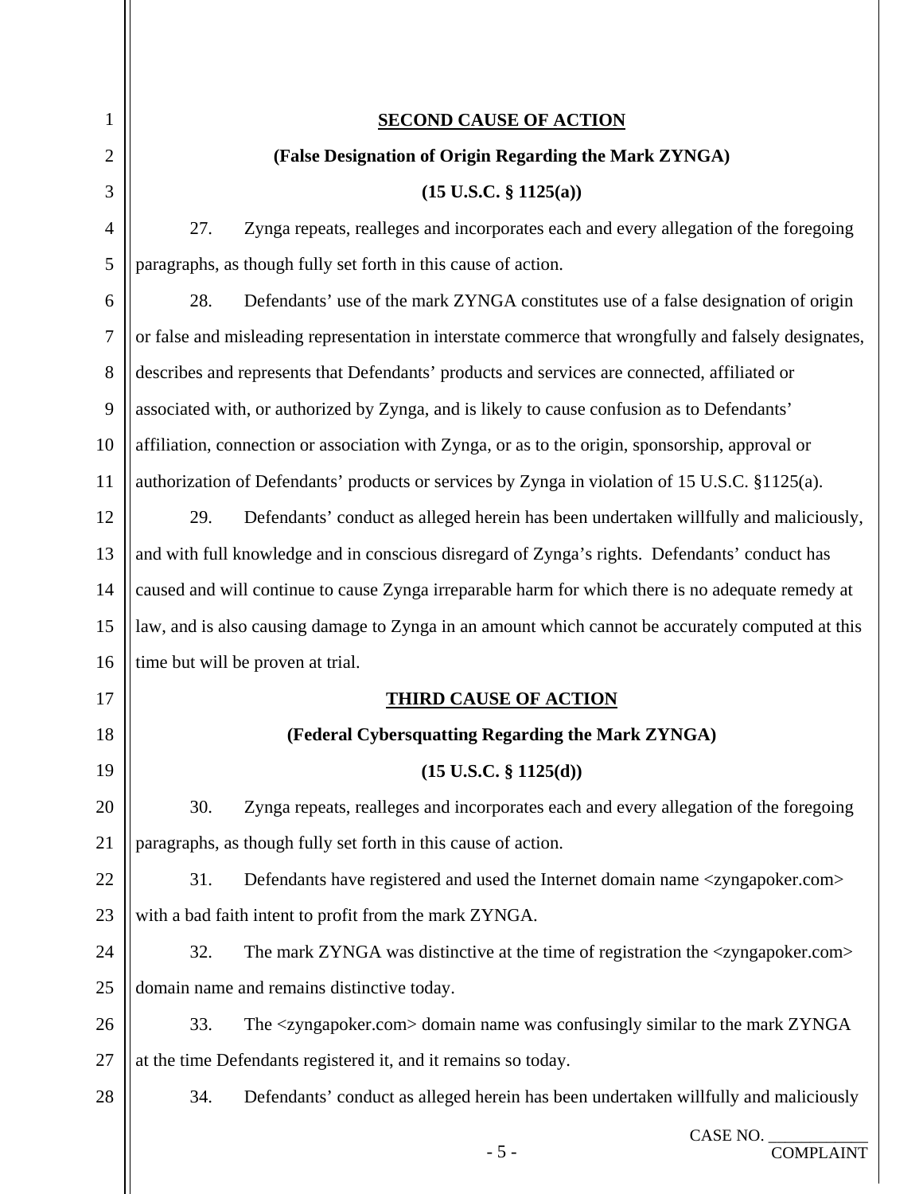**SECOND CAUSE OF ACTION**

**(False Designation of Origin Regarding the Mark ZYNGA)**

**(15 U.S.C. § 1125(a))**

27. Zynga repeats, realleges and incorporates each and every allegation of the foregoing paragraphs, as though fully set forth in this cause of action.

28. Defendants' use of the mark ZYNGA constitutes use of a false designation of origin or false and misleading representation in interstate commerce that wrongfully and falsely designates, describes and represents that Defendants' products and services are connected, affiliated or associated with, or authorized by Zynga, and is likely to cause confusion as to Defendants' affiliation, connection or association with Zynga, or as to the origin, sponsorship, approval or authorization of Defendants' products or services by Zynga in violation of 15 U.S.C. §1125(a).

29. Defendants' conduct as alleged herein has been undertaken willfully and maliciously, and with full knowledge and in conscious disregard of Zynga's rights. Defendants' conduct has caused and will continue to cause Zynga irreparable harm for which there is no adequate remedy at law, and is also causing damage to Zynga in an amount which cannot be accurately computed at this time but will be proven at trial.

**THIRD CAUSE OF ACTION**

**(Federal Cybersquatting Regarding the Mark ZYNGA)**

**(15 U.S.C. § 1125(d))**

30. Zynga repeats, realleges and incorporates each and every allegation of the foregoing paragraphs, as though fully set forth in this cause of action.

31. Defendants have registered and used the Internet domain name <zyngapoker.com> with a bad faith intent to profit from the mark ZYNGA.

32. The mark ZYNGA was distinctive at the time of registration the <zyngapoker.com> domain name and remains distinctive today.

33. The <zyngapoker.com> domain name was confusingly similar to the mark ZYNGA at the time Defendants registered it, and it remains so today.

34. Defendants' conduct as alleged herein has been undertaken willfully and maliciously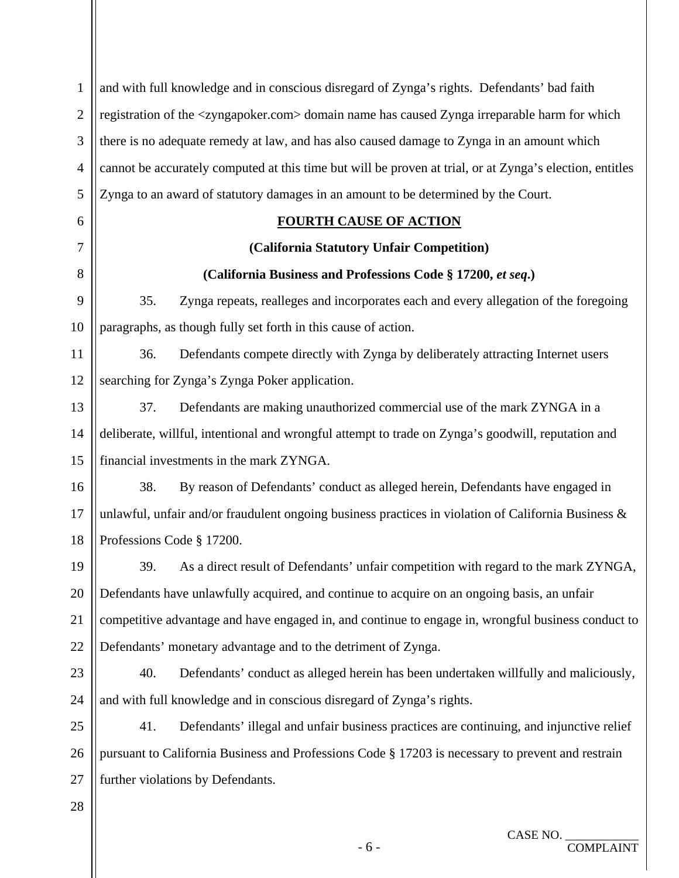and with full knowledge and in conscious disregard of Zynga's rights. Defendants' bad faith registration of the <zyngapoker.com> domain name has caused Zynga irreparable harm for which there is no adequate remedy at law, and has also caused damage to Zynga in an amount which cannot be accurately computed at this time but will be proven at trial, or at Zynga's election, entitles Zynga to an award of statutory damages in an amount to be determined by the Court.

## FOURTH CAUSE OF ACTION

### (California Statutory Unfair Competition)

### (California Business and Professions Code § 17200, *et seq*.)

35. Zynga repeats, realleges and incorporates each and every allegation of the foregoing paragraphs, as though fully set forth in this cause of action.

36. Defendants compete directly with Zynga by deliberately attracting Internet users searching for Zynga's Zynga Poker application.

37. Defendants are making unauthorized commercial use of the mark ZYNGA in a deliberate, willful, intentional and wrongful attempt to trade on Zynga's goodwill, reputation and financial investments in the mark ZYNGA.

38. By reason of Defendants' conduct as alleged herein, Defendants have engaged in unlawful, unfair and/or fraudulent ongoing business practices in violation of California Business & Professions Code § 17200.

39. As a direct result of Defendants' unfair competition with regard to the mark ZYNGA, Defendants have unlawfully acquired, and continue to acquire on an ongoing basis, an unfair competitive advantage and have engaged in, and continue to engage in, wrongful business conduct to Defendants' monetary advantage and to the detriment of Zynga.

40. Defendants' conduct as alleged herein has been undertaken willfully and maliciously, and with full knowledge and in conscious disregard of Zynga's rights.

41. Defendants' illegal and unfair business practices are continuing, and injunctive relief pursuant to California Business and Professions Code § 17203 is necessary to prevent and restrain further violations by Defendants.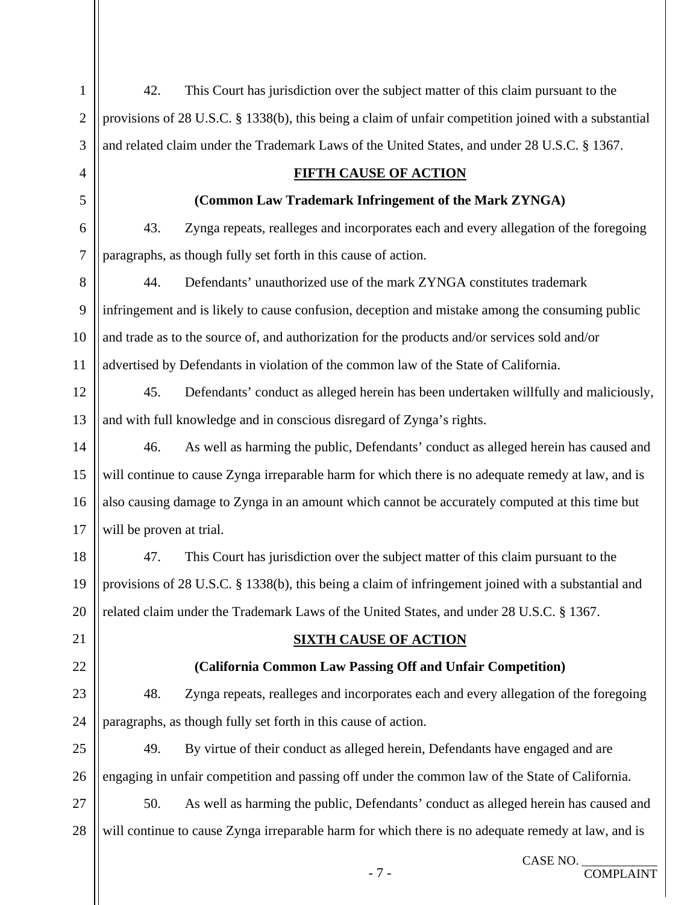42. This Court has jurisdiction over the subject matter of this claim pursuant to the provisions of 28 U.S.C. § 1338(b), this being a claim of unfair competition joined with a substantial and related claim under the Trademark Laws of the United States, and under 28 U.S.C. § 1367.

**FIFTH CAUSE OF ACTION**

**(Common Law Trademark Infringement of the Mark ZYNGA)**

43. Zynga repeats, realleges and incorporates each and every allegation of the foregoing paragraphs, as though fully set forth in this cause of action.

44. Defendants' unauthorized use of the mark ZYNGA constitutes trademark infringement and is likely to cause confusion, deception and mistake among the consuming public and trade as to the source of, and authorization for the products and/or services sold and/or advertised by Defendants in violation of the common law of the State of California.

45. Defendants' conduct as alleged herein has been undertaken willfully and maliciously, and with full knowledge and in conscious disregard of Zynga's rights.

46. As well as harming the public, Defendants' conduct as alleged herein has caused and will continue to cause Zynga irreparable harm for which there is no adequate remedy at law, and is also causing damage to Zynga in an amount which cannot be accurately computed at this time but will be proven at trial.

47. This Court has jurisdiction over the subject matter of this claim pursuant to the provisions of 28 U.S.C. § 1338(b), this being a claim of infringement joined with a substantial and related claim under the Trademark Laws of the United States, and under 28 U.S.C. § 1367.

**SIXTH CAUSE OF ACTION**

**(California Common Law Passing Off and Unfair Competition)**

48. Zynga repeats, realleges and incorporates each and every allegation of the foregoing paragraphs, as though fully set forth in this cause of action.

49. By virtue of their conduct as alleged herein, Defendants have engaged and are engaging in unfair competition and passing off under the common law of the State of California.

50. As well as harming the public, Defendants' conduct as alleged herein has caused and will continue to cause Zynga irreparable harm for which there is no adequate remedy at law, and is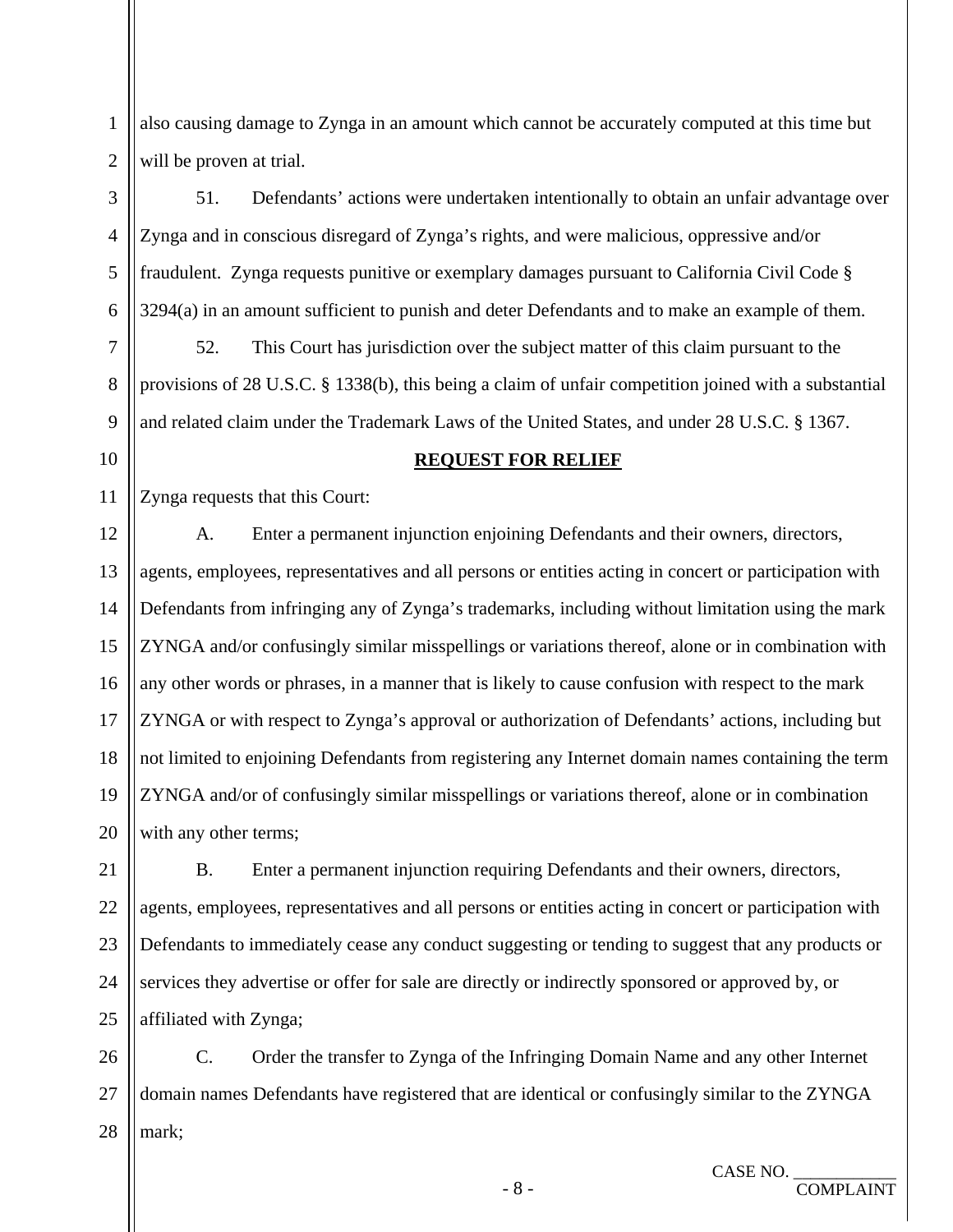also causing damage to Zynga in an amount which cannot be accurately computed at this time but will be proven at trial.

51. Defendants' actions were undertaken intentionally to obtain an unfair advantage over Zynga and in conscious disregard of Zynga's rights, and were malicious, oppressive and/or fraudulent. Zynga requests punitive or exemplary damages pursuant to California Civil Code § 3294(a) in an amount sufficient to punish and deter Defendants and to make an example of them.

52. This Court has jurisdiction over the subject matter of this claim pursuant to the provisions of 28 U.S.C. § 1338(b), this being a claim of unfair competition joined with a substantial and related claim under the Trademark Laws of the United States, and under 28 U.S.C. § 1367.

## **REQUEST FOR RELIEF**

Zynga requests that this Court:

A. Enter a permanent injunction enjoining Defendants and their owners, directors, agents, employees, representatives and all persons or entities acting in concert or participation with Defendants from infringing any of Zynga's trademarks, including without limitation using the mark ZYNGA and/or confusingly similar misspellings or variations thereof, alone or in combination with any other words or phrases, in a manner that is likely to cause confusion with respect to the mark ZYNGA or with respect to Zynga's approval or authorization of Defendants' actions, including but not limited to enjoining Defendants from registering any Internet domain names containing the term ZYNGA and/or of confusingly similar misspellings or variations thereof, alone or in combination with any other terms;

B. Enter a permanent injunction requiring Defendants and their owners, directors, agents, employees, representatives and all persons or entities acting in concert or participation with Defendants to immediately cease any conduct suggesting or tending to suggest that any products or services they advertise or offer for sale are directly or indirectly sponsored or approved by, or affiliated with Zynga;

C. Order the transfer to Zynga of the Infringing Domain Name and any other Internet domain names Defendants have registered that are identical or confusingly similar to the ZYNGA mark;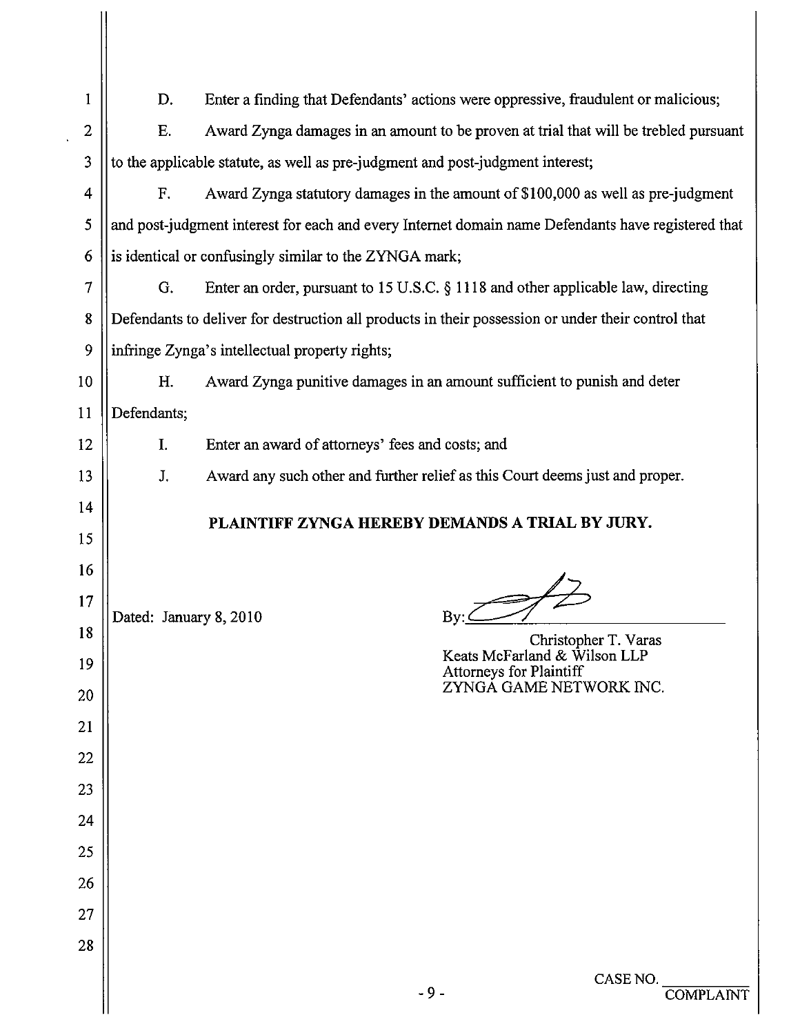D. Enter a finding that Defendants' actions were oppressive, fraudulent or malicious;

E. Award Zynga damages in an amount to be proven at trial that will be trebled pursuant to the applicable statute, as well as pre-judgment and post-judgment interest;

F. Award Zynga statutory damages in the amount of $100,000 as well as pre-judgment and post-judgment interest for each and every Internet domain name Defendants have registered that is identical or confusingly similar to the ZYNGA mark;

G. Enter an order, pursuant to 15 U.S.C. § 1118 and other applicable law, directing Defendants to deliver for destruction all products in their possession or under their control that infringe Zynga's intellectual property rights;

H. Award Zynga punitive damages in an amount sufficient to punish and deter Defendants;

I. Enter an award of attorneys' fees and costs; and

J. Award any such other and further relief as this Court deems just and proper.

**PLAINTIFF ZYNGA HEREBY DEMANDS A TRIAL BY JURY.**

Dated: January 8, 2010

By: ______________________

Christopher T. Varas
Keats McFarland & Wilson LLP
Attorneys for Plaintiff
ZYNGA GAME NETWORK INC.

CASE NO. ________
COMPLAINT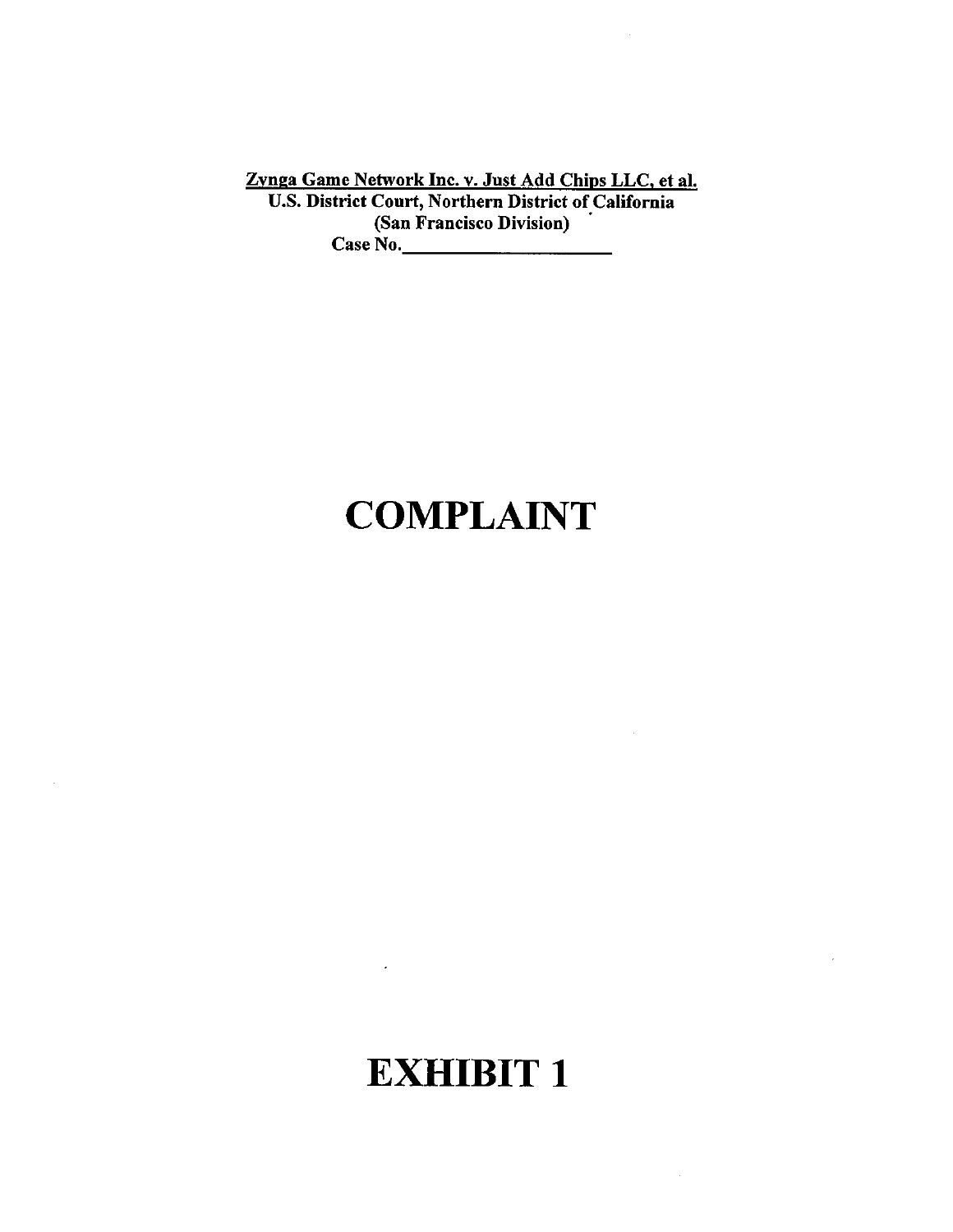Zynga Game Network Inc. v. Just Add Chips LLC, et al.
**U.S. District Court, Northern District of California**
**(San Francisco Division)**
**Case No.\_\_\_\_\_\_\_\_\_\_\_\_\_\_\_\_\_\_\_\_\_\_\_**

# COMPLAINT

# EXHIBIT 1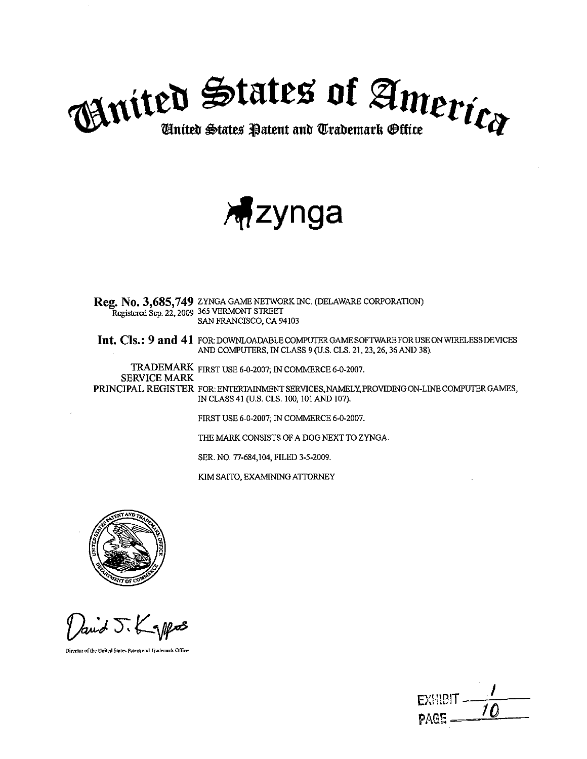# United States of America

## United States Patent and Trademark Office

zynga

**Reg. No. 3,685,749** ZYNGA GAME NETWORK INC. (DELAWARE CORPORATION)
Registered Sep. 22, 2009 365 VERMONT STREET
SAN FRANCISCO, CA 94103

**Int. Cls.: 9 and 41** FOR: DOWNLOADABLE COMPUTER GAME SOFTWARE FOR USE ON WIRELESS DEVICES AND COMPUTERS, IN CLASS 9 (U.S. CLS. 21, 23, 26, 36 AND 38).

TRADEMARK FIRST USE 6-0-2007; IN COMMERCE 6-0-2007.
SERVICE MARK
PRINCIPAL REGISTER FOR: ENTERTAINMENT SERVICES, NAMELY, PROVIDING ON-LINE COMPUTER GAMES, IN CLASS 41 (U.S. CLS. 100, 101 AND 107).

FIRST USE 6-0-2007; IN COMMERCE 6-0-2007.

THE MARK CONSISTS OF A DOG NEXT TO ZYNGA.

SER. NO. 77-684,104, FILED 3-5-2009.

KIM SAITO, EXAMINING ATTORNEY

David J. Kappos

Director of the United States Patent and Trademark Office

EXHIBIT 1
PAGE 10